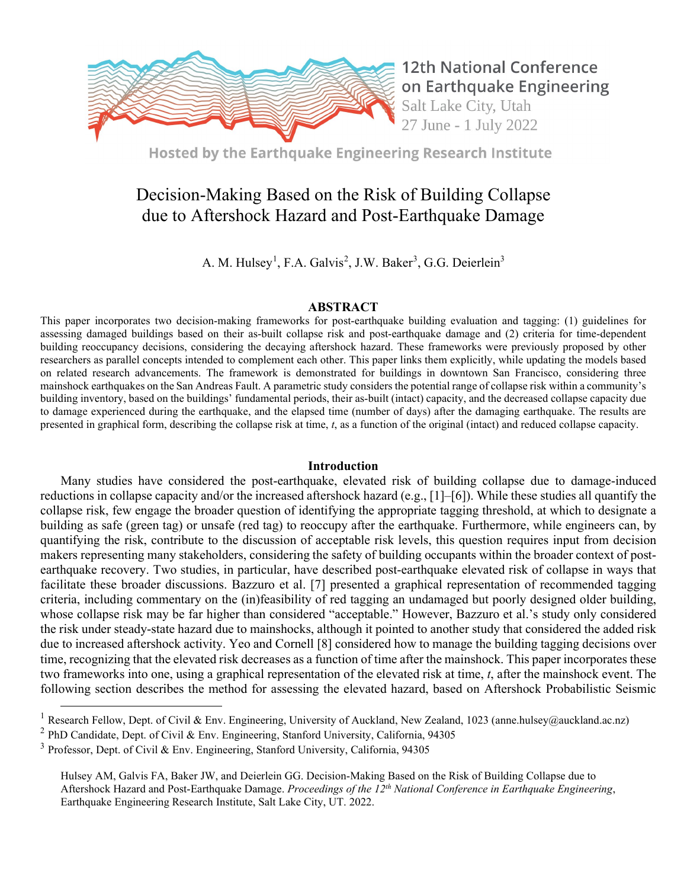12th National Conference on Earthquake Engineering
Salt Lake City, Utah
27 June - 1 July 2022

Hosted by the Earthquake Engineering Research Institute

# Decision-Making Based on the Risk of Building Collapse due to Aftershock Hazard and Post-Earthquake Damage

A. M. Hulsey[1], F.A. Galvis[2], J.W. Baker[3], G.G. Deierlein[3]

## ABSTRACT

This paper incorporates two decision-making frameworks for post-earthquake building evaluation and tagging: (1) guidelines for assessing damaged buildings based on their as-built collapse risk and post-earthquake damage and (2) criteria for time-dependent building reoccupancy decisions, considering the decaying aftershock hazard. These frameworks were previously proposed by other researchers as parallel concepts intended to complement each other. This paper links them explicitly, while updating the models based on related research advancements. The framework is demonstrated for buildings in downtown San Francisco, considering three mainshock earthquakes on the San Andreas Fault. A parametric study considers the potential range of collapse risk within a community's building inventory, based on the buildings' fundamental periods, their as-built (intact) capacity, and the decreased collapse capacity due to damage experienced during the earthquake, and the elapsed time (number of days) after the damaging earthquake. The results are presented in graphical form, describing the collapse risk at time, *t*, as a function of the original (intact) and reduced collapse capacity.

## Introduction

Many studies have considered the post-earthquake, elevated risk of building collapse due to damage-induced reductions in collapse capacity and/or the increased aftershock hazard (e.g., [1]–[6]). While these studies all quantify the collapse risk, few engage the broader question of identifying the appropriate tagging threshold, at which to designate a building as safe (green tag) or unsafe (red tag) to reoccupy after the earthquake. Furthermore, while engineers can, by quantifying the risk, contribute to the discussion of acceptable risk levels, this question requires input from decision makers representing many stakeholders, considering the safety of building occupants within the broader context of post-earthquake recovery. Two studies, in particular, have described post-earthquake elevated risk of collapse in ways that facilitate these broader discussions. Bazzuro et al. [7] presented a graphical representation of recommended tagging criteria, including commentary on the (in)feasibility of red tagging an undamaged but poorly designed older building, whose collapse risk may be far higher than considered "acceptable." However, Bazzuro et al.'s study only considered the risk under steady-state hazard due to mainshocks, although it pointed to another study that considered the added risk due to increased aftershock activity. Yeo and Cornell [8] considered how to manage the building tagging decisions over time, recognizing that the elevated risk decreases as a function of time after the mainshock. This paper incorporates these two frameworks into one, using a graphical representation of the elevated risk at time, *t*, after the mainshock event. The following section describes the method for assessing the elevated hazard, based on Aftershock Probabilistic Seismic

[1] Research Fellow, Dept. of Civil & Env. Engineering, University of Auckland, New Zealand, 1023 (anne.hulsey@auckland.ac.nz)
[2] PhD Candidate, Dept. of Civil & Env. Engineering, Stanford University, California, 94305
[3] Professor, Dept. of Civil & Env. Engineering, Stanford University, California, 94305

Hulsey AM, Galvis FA, Baker JW, and Deierlein GG. Decision-Making Based on the Risk of Building Collapse due to Aftershock Hazard and Post-Earthquake Damage. *Proceedings of the 12th National Conference in Earthquake Engineering*, Earthquake Engineering Research Institute, Salt Lake City, UT. 2022.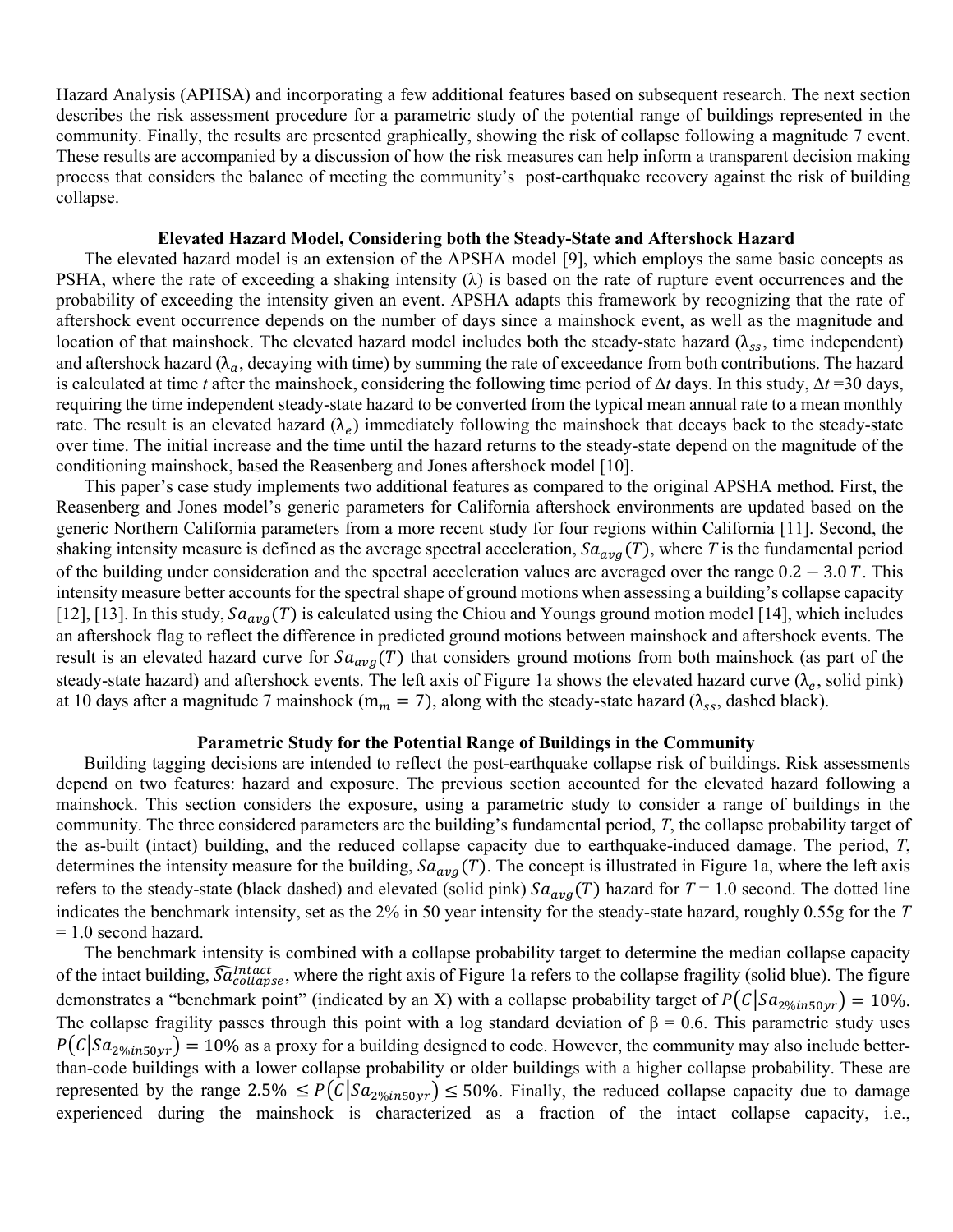Hazard Analysis (APHSA) and incorporating a few additional features based on subsequent research. The next section describes the risk assessment procedure for a parametric study of the potential range of buildings represented in the community. Finally, the results are presented graphically, showing the risk of collapse following a magnitude 7 event. These results are accompanied by a discussion of how the risk measures can help inform a transparent decision making process that considers the balance of meeting the community's post-earthquake recovery against the risk of building collapse.

## Elevated Hazard Model, Considering both the Steady-State and Aftershock Hazard

The elevated hazard model is an extension of the APSHA model [9], which employs the same basic concepts as PSHA, where the rate of exceeding a shaking intensity ($\lambda$) is based on the rate of rupture event occurrences and the probability of exceeding the intensity given an event. APSHA adapts this framework by recognizing that the rate of aftershock event occurrence depends on the number of days since a mainshock event, as well as the magnitude and location of that mainshock. The elevated hazard model includes both the steady-state hazard ($\lambda_{ss}$, time independent) and aftershock hazard ($\lambda_a$, decaying with time) by summing the rate of exceedance from both contributions. The hazard is calculated at time *t* after the mainshock, considering the following time period of $\Delta t$ days. In this study, $\Delta t$ =30 days, requiring the time independent steady-state hazard to be converted from the typical mean annual rate to a mean monthly rate. The result is an elevated hazard ($\lambda_e$) immediately following the mainshock that decays back to the steady-state over time. The initial increase and the time until the hazard returns to the steady-state depend on the magnitude of the conditioning mainshock, based the Reasenberg and Jones aftershock model [10].

This paper's case study implements two additional features as compared to the original APSHA method. First, the Reasenberg and Jones model's generic parameters for California aftershock environments are updated based on the generic Northern California parameters from a more recent study for four regions within California [11]. Second, the shaking intensity measure is defined as the average spectral acceleration, $Sa_{avg}(T)$, where $T$ is the fundamental period of the building under consideration and the spectral acceleration values are averaged over the range $0.2 - 3.0\,T$. This intensity measure better accounts for the spectral shape of ground motions when assessing a building's collapse capacity [12], [13]. In this study, $Sa_{avg}(T)$ is calculated using the Chiou and Youngs ground motion model [14], which includes an aftershock flag to reflect the difference in predicted ground motions between mainshock and aftershock events. The result is an elevated hazard curve for $Sa_{avg}(T)$ that considers ground motions from both mainshock (as part of the steady-state hazard) and aftershock events. The left axis of Figure 1a shows the elevated hazard curve ($\lambda_e$, solid pink) at 10 days after a magnitude 7 mainshock ($m_m = 7$), along with the steady-state hazard ($\lambda_{ss}$, dashed black).

## Parametric Study for the Potential Range of Buildings in the Community

Building tagging decisions are intended to reflect the post-earthquake collapse risk of buildings. Risk assessments depend on two features: hazard and exposure. The previous section accounted for the elevated hazard following a mainshock. This section considers the exposure, using a parametric study to consider a range of buildings in the community. The three considered parameters are the building's fundamental period, *T*, the collapse probability target of the as-built (intact) building, and the reduced collapse capacity due to earthquake-induced damage. The period, *T*, determines the intensity measure for the building, $Sa_{avg}(T)$. The concept is illustrated in Figure 1a, where the left axis refers to the steady-state (black dashed) and elevated (solid pink) $Sa_{avg}(T)$ hazard for *T* = 1.0 second. The dotted line indicates the benchmark intensity, set as the 2% in 50 year intensity for the steady-state hazard, roughly 0.55g for the *T* = 1.0 second hazard.

The benchmark intensity is combined with a collapse probability target to determine the median collapse capacity of the intact building, $\widehat{Sa}_{collapse}^{Intact}$, where the right axis of Figure 1a refers to the collapse fragility (solid blue). The figure demonstrates a "benchmark point" (indicated by an X) with a collapse probability target of $P(C|Sa_{2\%in50yr}) = 10\%$. The collapse fragility passes through this point with a log standard deviation of $\beta$ = 0.6. This parametric study uses $P(C|Sa_{2\%in50yr}) = 10\%$ as a proxy for a building designed to code. However, the community may also include better-than-code buildings with a lower collapse probability or older buildings with a higher collapse probability. These are represented by the range $2.5\% \leq P(C|Sa_{2\%in50yr}) \leq 50\%$. Finally, the reduced collapse capacity due to damage experienced during the mainshock is characterized as a fraction of the intact collapse capacity, i.e.,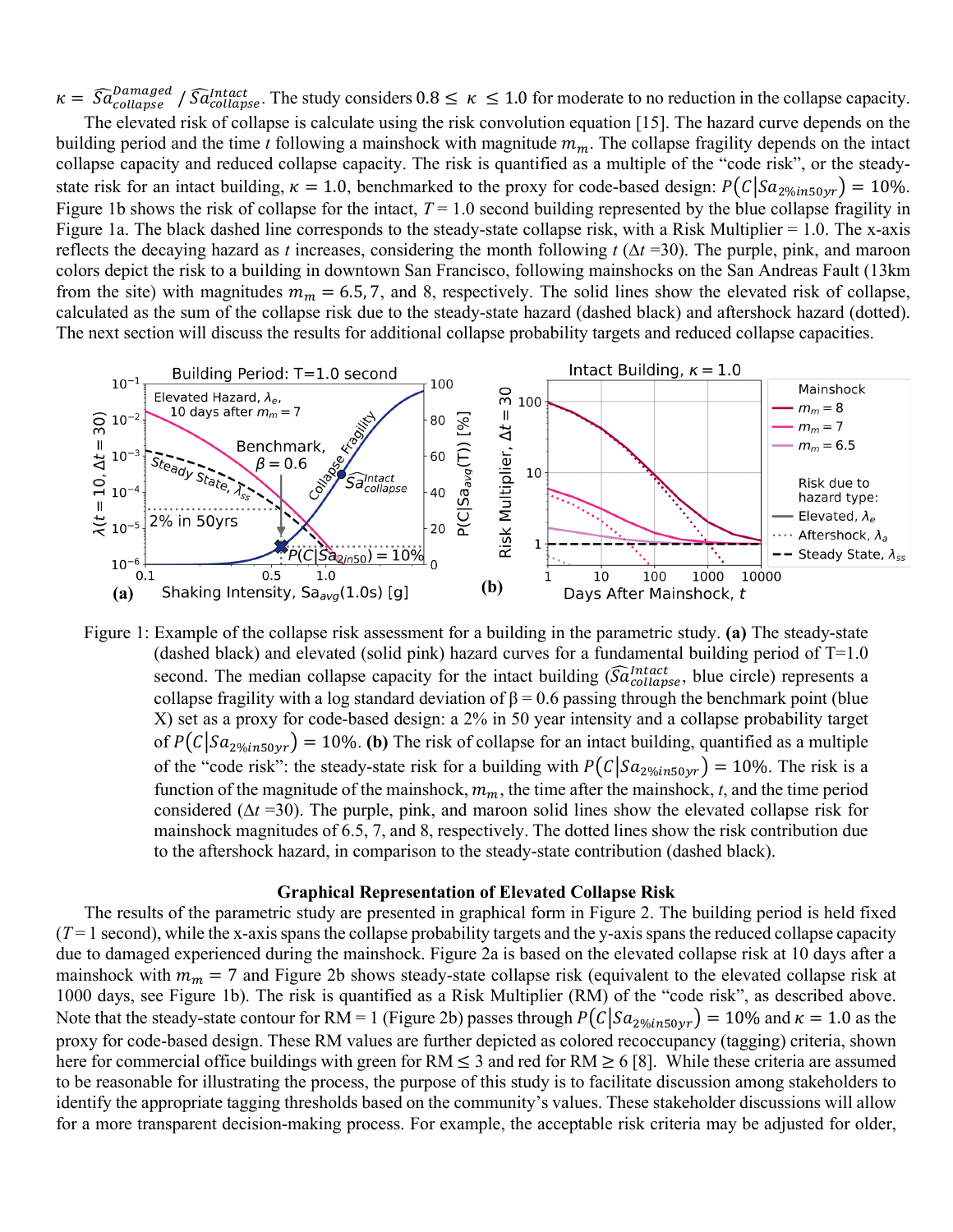$\kappa = \widehat{Sa}_{collapse}^{Damaged} / \widehat{Sa}_{collapse}^{Intact}$. The study considers $0.8 \le \kappa \le 1.0$ for moderate to no reduction in the collapse capacity.

The elevated risk of collapse is calculate using the risk convolution equation [15]. The hazard curve depends on the building period and the time $t$ following a mainshock with magnitude $m_m$. The collapse fragility depends on the intact collapse capacity and reduced collapse capacity. The risk is quantified as a multiple of the "code risk", or the steady-state risk for an intact building, $\kappa = 1.0$, benchmarked to the proxy for code-based design: $P(C|Sa_{2\%in50yr}) = 10\%$. Figure 1b shows the risk of collapse for the intact, $T = 1.0$ second building represented by the blue collapse fragility in Figure 1a. The black dashed line corresponds to the steady-state collapse risk, with a Risk Multiplier = 1.0. The x-axis reflects the decaying hazard as $t$ increases, considering the month following $t$ ($\Delta t$ =30). The purple, pink, and maroon colors depict the risk to a building in downtown San Francisco, following mainshocks on the San Andreas Fault (13km from the site) with magnitudes $m_m = 6.5, 7$, and 8, respectively. The solid lines show the elevated risk of collapse, calculated as the sum of the collapse risk due to the steady-state hazard (dashed black) and aftershock hazard (dotted). The next section will discuss the results for additional collapse probability targets and reduced collapse capacities.

Figure 1: Example of the collapse risk assessment for a building in the parametric study. **(a)** The steady-state (dashed black) and elevated (solid pink) hazard curves for a fundamental building period of T=1.0 second. The median collapse capacity for the intact building ($\widehat{Sa}_{collapse}^{Intact}$, blue circle) represents a collapse fragility with a log standard deviation of β = 0.6 passing through the benchmark point (blue X) set as a proxy for code-based design: a 2% in 50 year intensity and a collapse probability target of $P(C|Sa_{2\%in50yr}) = 10\%$. **(b)** The risk of collapse for an intact building, quantified as a multiple of the "code risk": the steady-state risk for a building with $P(C|Sa_{2\%in50yr}) = 10\%$. The risk is a function of the magnitude of the mainshock, $m_m$, the time after the mainshock, $t$, and the time period considered ($\Delta t$ =30). The purple, pink, and maroon solid lines show the elevated collapse risk for mainshock magnitudes of 6.5, 7, and 8, respectively. The dotted lines show the risk contribution due to the aftershock hazard, in comparison to the steady-state contribution (dashed black).

## Graphical Representation of Elevated Collapse Risk

The results of the parametric study are presented in graphical form in Figure 2. The building period is held fixed ($T$ = 1 second), while the x-axis spans the collapse probability targets and the y-axis spans the reduced collapse capacity due to damaged experienced during the mainshock. Figure 2a is based on the elevated collapse risk at 10 days after a mainshock with $m_m = 7$ and Figure 2b shows steady-state collapse risk (equivalent to the elevated collapse risk at 1000 days, see Figure 1b). The risk is quantified as a Risk Multiplier (RM) of the "code risk", as described above. Note that the steady-state contour for RM = 1 (Figure 2b) passes through $P(C|Sa_{2\%in50yr}) = 10\%$ and $\kappa = 1.0$ as the proxy for code-based design. These RM values are further depicted as colored recoccupancy (tagging) criteria, shown here for commercial office buildings with green for RM ≤ 3 and red for RM ≥ 6 [8]. While these criteria are assumed to be reasonable for illustrating the process, the purpose of this study is to facilitate discussion among stakeholders to identify the appropriate tagging thresholds based on the community's values. These stakeholder discussions will allow for a more transparent decision-making process. For example, the acceptable risk criteria may be adjusted for older,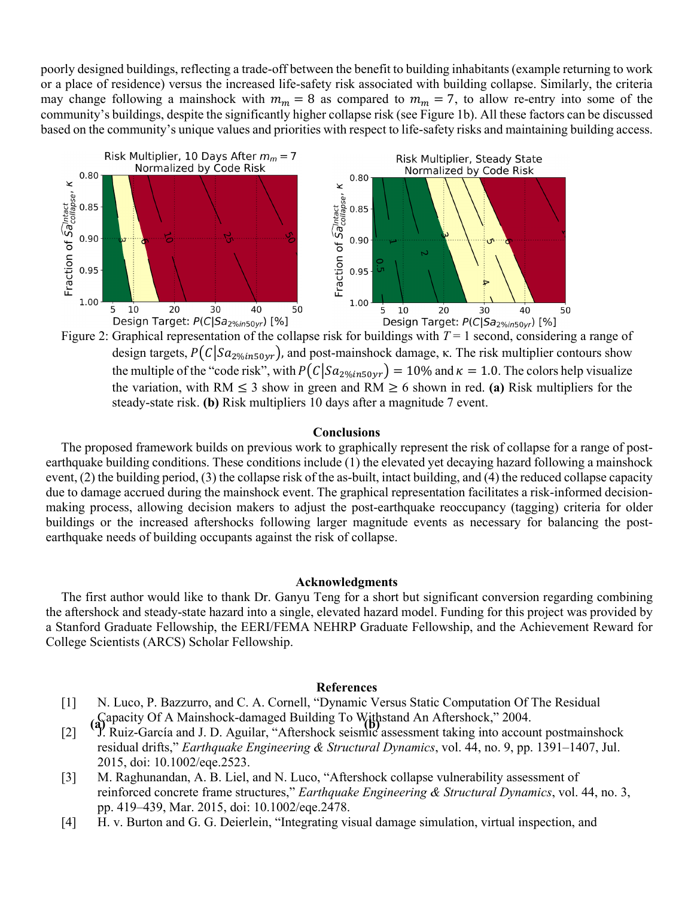poorly designed buildings, reflecting a trade-off between the benefit to building inhabitants (example returning to work or a place of residence) versus the increased life-safety risk associated with building collapse. Similarly, the criteria may change following a mainshock with $m_m = 8$ as compared to $m_m = 7$, to allow re-entry into some of the community's buildings, despite the significantly higher collapse risk (see Figure 1b). All these factors can be discussed based on the community's unique values and priorities with respect to life-safety risks and maintaining building access.

Figure 2: Graphical representation of the collapse risk for buildings with $T = 1$ second, considering a range of design targets, $P(C|Sa_{2\%in50yr})$, and post-mainshock damage, κ. The risk multiplier contours show the multiple of the "code risk", with $P(C|Sa_{2\%in50yr}) = 10\%$ and $\kappa = 1.0$. The colors help visualize the variation, with RM ≤ 3 show in green and RM ≥ 6 shown in red. **(a)** Risk multipliers for the steady-state risk. **(b)** Risk multipliers 10 days after a magnitude 7 event.

## Conclusions

The proposed framework builds on previous work to graphically represent the risk of collapse for a range of post-earthquake building conditions. These conditions include (1) the elevated yet decaying hazard following a mainshock event, (2) the building period, (3) the collapse risk of the as-built, intact building, and (4) the reduced collapse capacity due to damage accrued during the mainshock event. The graphical representation facilitates a risk-informed decision-making process, allowing decision makers to adjust the post-earthquake reoccupancy (tagging) criteria for older buildings or the increased aftershocks following larger magnitude events as necessary for balancing the post-earthquake needs of building occupants against the risk of collapse.

## Acknowledgments

The first author would like to thank Dr. Ganyu Teng for a short but significant conversion regarding combining the aftershock and steady-state hazard into a single, elevated hazard model. Funding for this project was provided by a Stanford Graduate Fellowship, the EERI/FEMA NEHRP Graduate Fellowship, and the Achievement Reward for College Scientists (ARCS) Scholar Fellowship.

## References

[1] N. Luco, P. Bazzurro, and C. A. Cornell, "Dynamic Versus Static Computation Of The Residual Capacity Of A Mainshock-damaged Building To Withstand An Aftershock," 2004.

[2] J. Ruiz-García and J. D. Aguilar, "Aftershock seismic assessment taking into account postmainshock residual drifts," *Earthquake Engineering & Structural Dynamics*, vol. 44, no. 9, pp. 1391–1407, Jul. 2015, doi: 10.1002/eqe.2523.

[3] M. Raghunandan, A. B. Liel, and N. Luco, "Aftershock collapse vulnerability assessment of reinforced concrete frame structures," *Earthquake Engineering & Structural Dynamics*, vol. 44, no. 3, pp. 419–439, Mar. 2015, doi: 10.1002/eqe.2478.

[4] H. v. Burton and G. G. Deierlein, "Integrating visual damage simulation, virtual inspection, and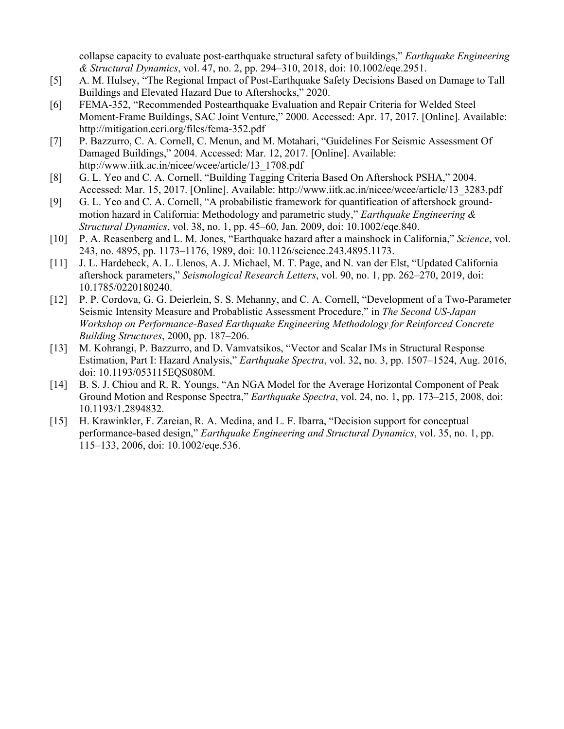collapse capacity to evaluate post-earthquake structural safety of buildings," *Earthquake Engineering & Structural Dynamics*, vol. 47, no. 2, pp. 294–310, 2018, doi: 10.1002/eqe.2951.

[5] A. M. Hulsey, "The Regional Impact of Post-Earthquake Safety Decisions Based on Damage to Tall Buildings and Elevated Hazard Due to Aftershocks," 2020.

[6] FEMA-352, "Recommended Postearthquake Evaluation and Repair Criteria for Welded Steel Moment-Frame Buildings, SAC Joint Venture," 2000. Accessed: Apr. 17, 2017. [Online]. Available: http://mitigation.eeri.org/files/fema-352.pdf

[7] P. Bazzurro, C. A. Cornell, C. Menun, and M. Motahari, "Guidelines For Seismic Assessment Of Damaged Buildings," 2004. Accessed: Mar. 12, 2017. [Online]. Available: http://www.iitk.ac.in/nicee/wcee/article/13_1708.pdf

[8] G. L. Yeo and C. A. Cornell, "Building Tagging Criteria Based On Aftershock PSHA," 2004. Accessed: Mar. 15, 2017. [Online]. Available: http://www.iitk.ac.in/nicee/wcee/article/13_3283.pdf

[9] G. L. Yeo and C. A. Cornell, "A probabilistic framework for quantification of aftershock ground-motion hazard in California: Methodology and parametric study," *Earthquake Engineering & Structural Dynamics*, vol. 38, no. 1, pp. 45–60, Jan. 2009, doi: 10.1002/eqe.840.

[10] P. A. Reasenberg and L. M. Jones, "Earthquake hazard after a mainshock in California," *Science*, vol. 243, no. 4895, pp. 1173–1176, 1989, doi: 10.1126/science.243.4895.1173.

[11] J. L. Hardebeck, A. L. Llenos, A. J. Michael, M. T. Page, and N. van der Elst, "Updated California aftershock parameters," *Seismological Research Letters*, vol. 90, no. 1, pp. 262–270, 2019, doi: 10.1785/0220180240.

[12] P. P. Cordova, G. G. Deierlein, S. S. Mehanny, and C. A. Cornell, "Development of a Two-Parameter Seismic Intensity Measure and Probablistic Assessment Procedure," in *The Second US-Japan Workshop on Performance-Based Earthquake Engineering Methodology for Reinforced Concrete Building Structures*, 2000, pp. 187–206.

[13] M. Kohrangi, P. Bazzurro, and D. Vamvatsikos, "Vector and Scalar IMs in Structural Response Estimation, Part I: Hazard Analysis," *Earthquake Spectra*, vol. 32, no. 3, pp. 1507–1524, Aug. 2016, doi: 10.1193/053115EQS080M.

[14] B. S. J. Chiou and R. R. Youngs, "An NGA Model for the Average Horizontal Component of Peak Ground Motion and Response Spectra," *Earthquake Spectra*, vol. 24, no. 1, pp. 173–215, 2008, doi: 10.1193/1.2894832.

[15] H. Krawinkler, F. Zareian, R. A. Medina, and L. F. Ibarra, "Decision support for conceptual performance-based design," *Earthquake Engineering and Structural Dynamics*, vol. 35, no. 1, pp. 115–133, 2006, doi: 10.1002/eqe.536.